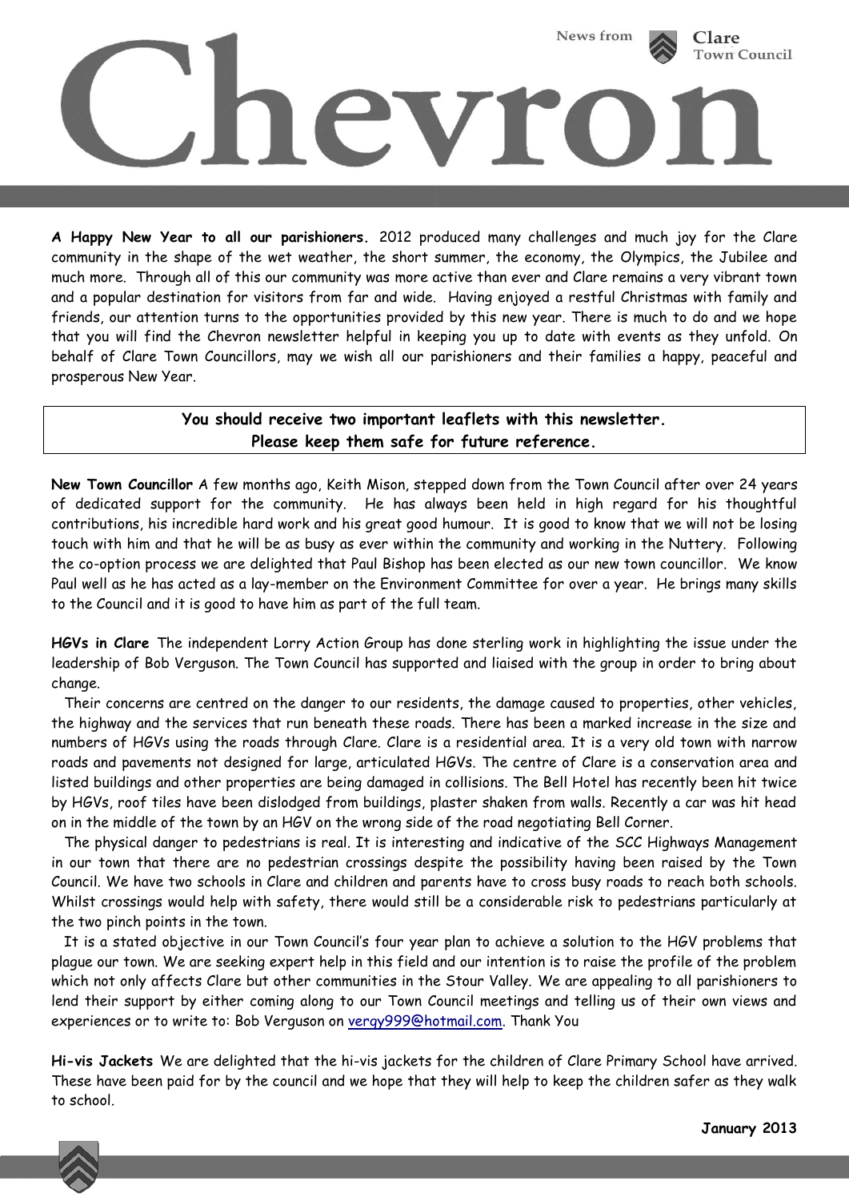# Chevron

News from Clare Town Council

**A Happy New Year to all our parishioners.** 2012 produced many challenges and much joy for the Clare community in the shape of the wet weather, the short summer, the economy, the Olympics, the Jubilee and much more. Through all of this our community was more active than ever and Clare remains a very vibrant town and a popular destination for visitors from far and wide. Having enjoyed a restful Christmas with family and friends, our attention turns to the opportunities provided by this new year. There is much to do and we hope that you will find the Chevron newsletter helpful in keeping you up to date with events as they unfold. On behalf of Clare Town Councillors, may we wish all our parishioners and their families a happy, peaceful and prosperous New Year.

**You should receive two important leaflets with this newsletter.**
**Please keep them safe for future reference.**

**New Town Councillor** A few months ago, Keith Mison, stepped down from the Town Council after over 24 years of dedicated support for the community. He has always been held in high regard for his thoughtful contributions, his incredible hard work and his great good humour. It is good to know that we will not be losing touch with him and that he will be as busy as ever within the community and working in the Nuttery. Following the co-option process we are delighted that Paul Bishop has been elected as our new town councillor. We know Paul well as he has acted as a lay-member on the Environment Committee for over a year. He brings many skills to the Council and it is good to have him as part of the full team.

**HGVs in Clare** The independent Lorry Action Group has done sterling work in highlighting the issue under the leadership of Bob Verguson. The Town Council has supported and liaised with the group in order to bring about change.

Their concerns are centred on the danger to our residents, the damage caused to properties, other vehicles, the highway and the services that run beneath these roads. There has been a marked increase in the size and numbers of HGVs using the roads through Clare. Clare is a residential area. It is a very old town with narrow roads and pavements not designed for large, articulated HGVs. The centre of Clare is a conservation area and listed buildings and other properties are being damaged in collisions. The Bell Hotel has recently been hit twice by HGVs, roof tiles have been dislodged from buildings, plaster shaken from walls. Recently a car was hit head on in the middle of the town by an HGV on the wrong side of the road negotiating Bell Corner.

The physical danger to pedestrians is real. It is interesting and indicative of the SCC Highways Management in our town that there are no pedestrian crossings despite the possibility having been raised by the Town Council. We have two schools in Clare and children and parents have to cross busy roads to reach both schools. Whilst crossings would help with safety, there would still be a considerable risk to pedestrians particularly at the two pinch points in the town.

It is a stated objective in our Town Council's four year plan to achieve a solution to the HGV problems that plague our town. We are seeking expert help in this field and our intention is to raise the profile of the problem which not only affects Clare but other communities in the Stour Valley. We are appealing to all parishioners to lend their support by either coming along to our Town Council meetings and telling us of their own views and experiences or to write to: Bob Verguson on vergy999@hotmail.com. Thank You

**Hi-vis Jackets** We are delighted that the hi-vis jackets for the children of Clare Primary School have arrived. These have been paid for by the council and we hope that they will help to keep the children safer as they walk to school.

**January 2013**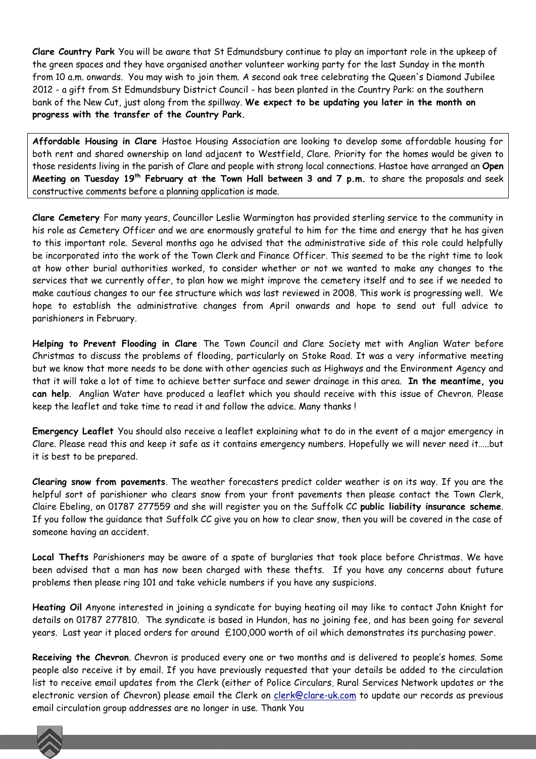**Clare Country Park** You will be aware that St Edmundsbury continue to play an important role in the upkeep of the green spaces and they have organised another volunteer working party for the last Sunday in the month from 10 a.m. onwards. You may wish to join them. A second oak tree celebrating the Queen's Diamond Jubilee 2012 - a gift from St Edmundsbury District Council - has been planted in the Country Park: on the southern bank of the New Cut, just along from the spillway. **We expect to be updating you later in the month on progress with the transfer of the Country Park.**

**Affordable Housing in Clare** Hastoe Housing Association are looking to develop some affordable housing for both rent and shared ownership on land adjacent to Westfield, Clare. Priority for the homes would be given to those residents living in the parish of Clare and people with strong local connections. Hastoe have arranged an **Open Meeting on Tuesday 19th February at the Town Hall between 3 and 7 p.m.** to share the proposals and seek constructive comments before a planning application is made.

**Clare Cemetery** For many years, Councillor Leslie Warmington has provided sterling service to the community in his role as Cemetery Officer and we are enormously grateful to him for the time and energy that he has given to this important role. Several months ago he advised that the administrative side of this role could helpfully be incorporated into the work of the Town Clerk and Finance Officer. This seemed to be the right time to look at how other burial authorities worked, to consider whether or not we wanted to make any changes to the services that we currently offer, to plan how we might improve the cemetery itself and to see if we needed to make cautious changes to our fee structure which was last reviewed in 2008. This work is progressing well. We hope to establish the administrative changes from April onwards and hope to send out full advice to parishioners in February.

**Helping to Prevent Flooding in Clare** The Town Council and Clare Society met with Anglian Water before Christmas to discuss the problems of flooding, particularly on Stoke Road. It was a very informative meeting but we know that more needs to be done with other agencies such as Highways and the Environment Agency and that it will take a lot of time to achieve better surface and sewer drainage in this area. **In the meantime, you can help**. Anglian Water have produced a leaflet which you should receive with this issue of Chevron. Please keep the leaflet and take time to read it and follow the advice. Many thanks !

**Emergency Leaflet** You should also receive a leaflet explaining what to do in the event of a major emergency in Clare. Please read this and keep it safe as it contains emergency numbers. Hopefully we will never need it…..but it is best to be prepared.

**Clearing snow from pavements**. The weather forecasters predict colder weather is on its way. If you are the helpful sort of parishioner who clears snow from your front pavements then please contact the Town Clerk, Claire Ebeling, on 01787 277559 and she will register you on the Suffolk CC **public liability insurance scheme**. If you follow the guidance that Suffolk CC give you on how to clear snow, then you will be covered in the case of someone having an accident.

**Local Thefts** Parishioners may be aware of a spate of burglaries that took place before Christmas. We have been advised that a man has now been charged with these thefts. If you have any concerns about future problems then please ring 101 and take vehicle numbers if you have any suspicions.

**Heating Oil** Anyone interested in joining a syndicate for buying heating oil may like to contact John Knight for details on 01787 277810. The syndicate is based in Hundon, has no joining fee, and has been going for several years. Last year it placed orders for around £100,000 worth of oil which demonstrates its purchasing power.

**Receiving the Chevron**. Chevron is produced every one or two months and is delivered to people's homes. Some people also receive it by email. If you have previously requested that your details be added to the circulation list to receive email updates from the Clerk (either of Police Circulars, Rural Services Network updates or the electronic version of Chevron) please email the Clerk on clerk@clare-uk.com to update our records as previous email circulation group addresses are no longer in use. Thank You